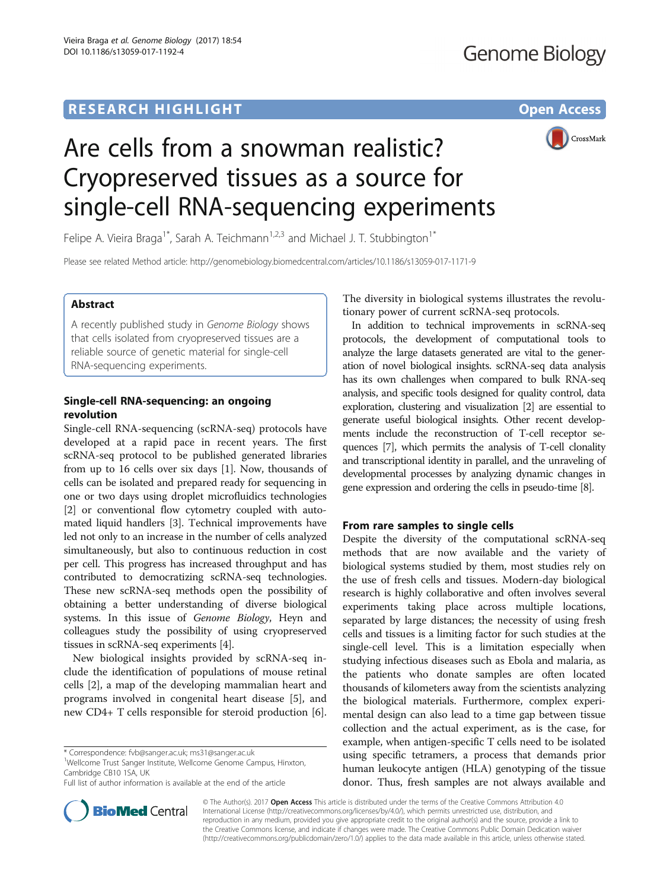**RESEARCH HIGHLIGHT** **Open Access**

# Are cells from a snowman realistic? Cryopreserved tissues as a source for single-cell RNA-sequencing experiments

Felipe A. Vieira Braga[1*], Sarah A. Teichmann[1,2,3] and Michael J. T. Stubbington[1*]

Please see related Method article: http://genomebiology.biomedcentral.com/articles/10.1186/s13059-017-1171-9

## Abstract

A recently published study in *Genome Biology* shows that cells isolated from cryopreserved tissues are a reliable source of genetic material for single-cell RNA-sequencing experiments.

## Single-cell RNA-sequencing: an ongoing revolution

Single-cell RNA-sequencing (scRNA-seq) protocols have developed at a rapid pace in recent years. The first scRNA-seq protocol to be published generated libraries from up to 16 cells over six days [1]. Now, thousands of cells can be isolated and prepared ready for sequencing in one or two days using droplet microfluidics technologies [2] or conventional flow cytometry coupled with automated liquid handlers [3]. Technical improvements have led not only to an increase in the number of cells analyzed simultaneously, but also to continuous reduction in cost per cell. This progress has increased throughput and has contributed to democratizing scRNA-seq technologies. These new scRNA-seq methods open the possibility of obtaining a better understanding of diverse biological systems. In this issue of *Genome Biology*, Heyn and colleagues study the possibility of using cryopreserved tissues in scRNA-seq experiments [4].

New biological insights provided by scRNA-seq include the identification of populations of mouse retinal cells [2], a map of the developing mammalian heart and programs involved in congenital heart disease [5], and new CD4+ T cells responsible for steroid production [6]. The diversity in biological systems illustrates the revolutionary power of current scRNA-seq protocols.

In addition to technical improvements in scRNA-seq protocols, the development of computational tools to analyze the large datasets generated are vital to the generation of novel biological insights. scRNA-seq data analysis has its own challenges when compared to bulk RNA-seq analysis, and specific tools designed for quality control, data exploration, clustering and visualization [2] are essential to generate useful biological insights. Other recent developments include the reconstruction of T-cell receptor sequences [7], which permits the analysis of T-cell clonality and transcriptional identity in parallel, and the unraveling of developmental processes by analyzing dynamic changes in gene expression and ordering the cells in pseudo-time [8].

## From rare samples to single cells

Despite the diversity of the computational scRNA-seq methods that are now available and the variety of biological systems studied by them, most studies rely on the use of fresh cells and tissues. Modern-day biological research is highly collaborative and often involves several experiments taking place across multiple locations, separated by large distances; the necessity of using fresh cells and tissues is a limiting factor for such studies at the single-cell level. This is a limitation especially when studying infectious diseases such as Ebola and malaria, as the patients who donate samples are often located thousands of kilometers away from the scientists analyzing the biological materials. Furthermore, complex experimental design can also lead to a time gap between tissue collection and the actual experiment, as is the case, for example, when antigen-specific T cells need to be isolated using specific tetramers, a process that demands prior human leukocyte antigen (HLA) genotyping of the tissue donor. Thus, fresh samples are not always available and

\* Correspondence: fvb@sanger.ac.uk; ms31@sanger.ac.uk
[1]Wellcome Trust Sanger Institute, Wellcome Genome Campus, Hinxton, Cambridge CB10 1SA, UK
Full list of author information is available at the end of the article

© The Author(s). 2017 **Open Access** This article is distributed under the terms of the Creative Commons Attribution 4.0 International License (http://creativecommons.org/licenses/by/4.0/), which permits unrestricted use, distribution, and reproduction in any medium, provided you give appropriate credit to the original author(s) and the source, provide a link to the Creative Commons license, and indicate if changes were made. The Creative Commons Public Domain Dedication waiver (http://creativecommons.org/publicdomain/zero/1.0/) applies to the data made available in this article, unless otherwise stated.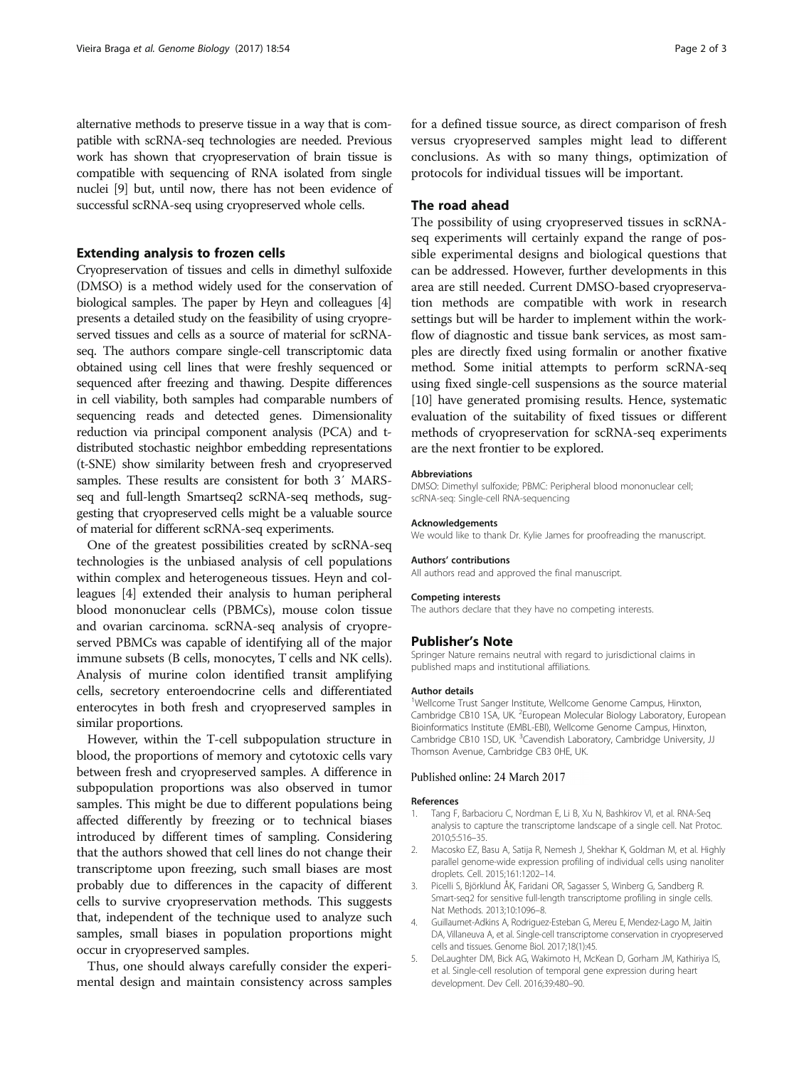alternative methods to preserve tissue in a way that is compatible with scRNA-seq technologies are needed. Previous work has shown that cryopreservation of brain tissue is compatible with sequencing of RNA isolated from single nuclei [9] but, until now, there has not been evidence of successful scRNA-seq using cryopreserved whole cells.

## Extending analysis to frozen cells

Cryopreservation of tissues and cells in dimethyl sulfoxide (DMSO) is a method widely used for the conservation of biological samples. The paper by Heyn and colleagues [4] presents a detailed study on the feasibility of using cryopreserved tissues and cells as a source of material for scRNA-seq. The authors compare single-cell transcriptomic data obtained using cell lines that were freshly sequenced or sequenced after freezing and thawing. Despite differences in cell viability, both samples had comparable numbers of sequencing reads and detected genes. Dimensionality reduction via principal component analysis (PCA) and t-distributed stochastic neighbor embedding representations (t-SNE) show similarity between fresh and cryopreserved samples. These results are consistent for both 3′ MARS-seq and full-length Smartseq2 scRNA-seq methods, suggesting that cryopreserved cells might be a valuable source of material for different scRNA-seq experiments.

One of the greatest possibilities created by scRNA-seq technologies is the unbiased analysis of cell populations within complex and heterogeneous tissues. Heyn and colleagues [4] extended their analysis to human peripheral blood mononuclear cells (PBMCs), mouse colon tissue and ovarian carcinoma. scRNA-seq analysis of cryopreserved PBMCs was capable of identifying all of the major immune subsets (B cells, monocytes, T cells and NK cells). Analysis of murine colon identified transit amplifying cells, secretory enteroendocrine cells and differentiated enterocytes in both fresh and cryopreserved samples in similar proportions.

However, within the T-cell subpopulation structure in blood, the proportions of memory and cytotoxic cells vary between fresh and cryopreserved samples. A difference in subpopulation proportions was also observed in tumor samples. This might be due to different populations being affected differently by freezing or to technical biases introduced by different times of sampling. Considering that the authors showed that cell lines do not change their transcriptome upon freezing, such small biases are most probably due to differences in the capacity of different cells to survive cryopreservation methods. This suggests that, independent of the technique used to analyze such samples, small biases in population proportions might occur in cryopreserved samples.

Thus, one should always carefully consider the experimental design and maintain consistency across samples for a defined tissue source, as direct comparison of fresh versus cryopreserved samples might lead to different conclusions. As with so many things, optimization of protocols for individual tissues will be important.

## The road ahead

The possibility of using cryopreserved tissues in scRNA-seq experiments will certainly expand the range of possible experimental designs and biological questions that can be addressed. However, further developments in this area are still needed. Current DMSO-based cryopreservation methods are compatible with work in research settings but will be harder to implement within the workflow of diagnostic and tissue bank services, as most samples are directly fixed using formalin or another fixative method. Some initial attempts to perform scRNA-seq using fixed single-cell suspensions as the source material [10] have generated promising results. Hence, systematic evaluation of the suitability of fixed tissues or different methods of cryopreservation for scRNA-seq experiments are the next frontier to be explored.

#### Abbreviations

DMSO: Dimethyl sulfoxide; PBMC: Peripheral blood mononuclear cell; scRNA-seq: Single-cell RNA-sequencing

#### Acknowledgements

We would like to thank Dr. Kylie James for proofreading the manuscript.

#### Authors' contributions

All authors read and approved the final manuscript.

#### Competing interests

The authors declare that they have no competing interests.

### Publisher's Note

Springer Nature remains neutral with regard to jurisdictional claims in published maps and institutional affiliations.

#### Author details

[1]Wellcome Trust Sanger Institute, Wellcome Genome Campus, Hinxton, Cambridge CB10 1SA, UK. [2]European Molecular Biology Laboratory, European Bioinformatics Institute (EMBL-EBI), Wellcome Genome Campus, Hinxton, Cambridge CB10 1SD, UK. [3]Cavendish Laboratory, Cambridge University, JJ Thomson Avenue, Cambridge CB3 0HE, UK.

Published online: 24 March 2017

#### References

1. Tang F, Barbacioru C, Nordman E, Li B, Xu N, Bashkirov VI, et al. RNA-Seq analysis to capture the transcriptome landscape of a single cell. Nat Protoc. 2010;5:516–35.
2. Macosko EZ, Basu A, Satija R, Nemesh J, Shekhar K, Goldman M, et al. Highly parallel genome-wide expression profiling of individual cells using nanoliter droplets. Cell. 2015;161:1202–14.
3. Picelli S, Björklund ÅK, Faridani OR, Sagasser S, Winberg G, Sandberg R. Smart-seq2 for sensitive full-length transcriptome profiling in single cells. Nat Methods. 2013;10:1096–8.
4. Guillaumet-Adkins A, Rodriguez-Esteban G, Mereu E, Mendez-Lago M, Jaitin DA, Villaneuva A, et al. Single-cell transcriptome conservation in cryopreserved cells and tissues. Genome Biol. 2017;18(1):45.
5. DeLaughter DM, Bick AG, Wakimoto H, McKean D, Gorham JM, Kathiriya IS, et al. Single-cell resolution of temporal gene expression during heart development. Dev Cell. 2016;39:480–90.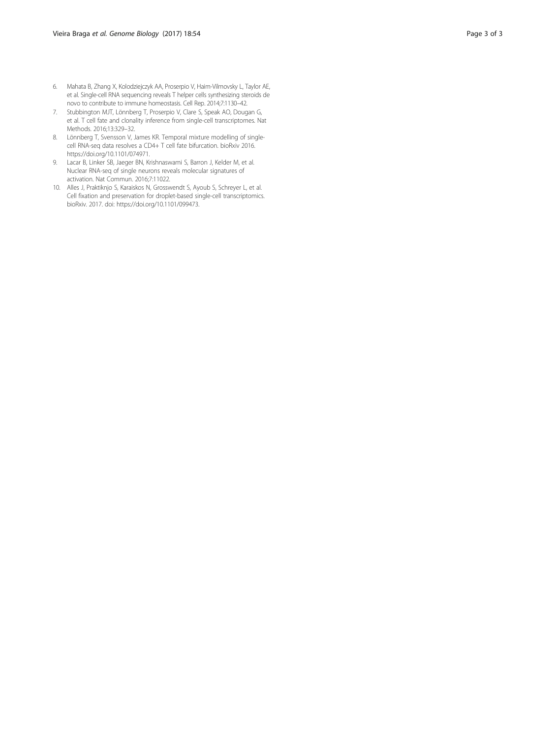6. Mahata B, Zhang X, Kolodziejczyk AA, Proserpio V, Haim-Vilmovsky L, Taylor AE, et al. Single-cell RNA sequencing reveals T helper cells synthesizing steroids de novo to contribute to immune homeostasis. Cell Rep. 2014;7:1130–42.
7. Stubbington MJT, Lönnberg T, Proserpio V, Clare S, Speak AO, Dougan G, et al. T cell fate and clonality inference from single-cell transcriptomes. Nat Methods. 2016;13:329–32.
8. Lönnberg T, Svensson V, James KR. Temporal mixture modelling of single-cell RNA-seq data resolves a CD4+ T cell fate bifurcation. bioRxiv 2016. https://doi.org/10.1101/074971.
9. Lacar B, Linker SB, Jaeger BN, Krishnaswami S, Barron J, Kelder M, et al. Nuclear RNA-seq of single neurons reveals molecular signatures of activation. Nat Commun. 2016;7:11022.
10. Alles J, Praktiknjo S, Karaiskos N, Grosswendt S, Ayoub S, Schreyer L, et al. Cell fixation and preservation for droplet-based single-cell transcriptomics. bioRxiv. 2017. doi: https://doi.org/10.1101/099473.